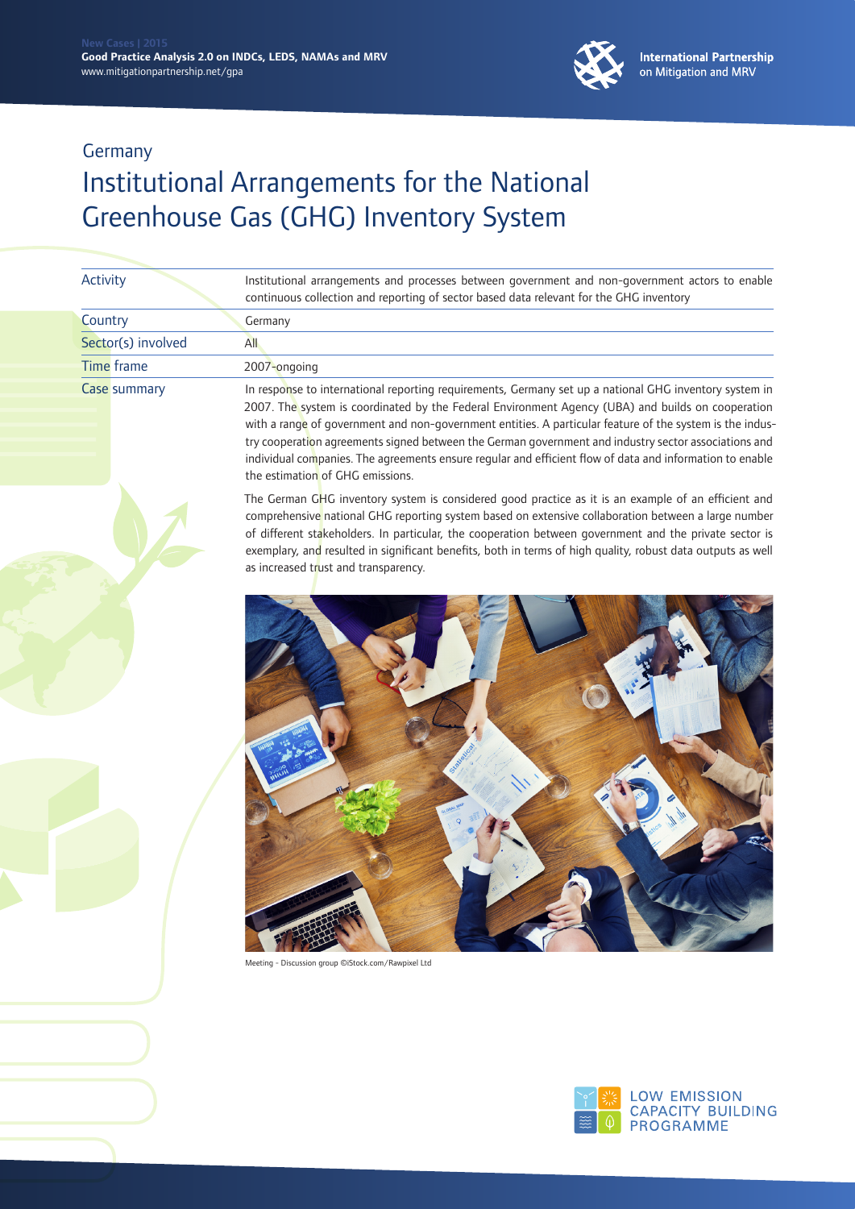New Cases | 2015
**Good Practice Analysis 2.0 on INDCs, LEDS, NAMAs and MRV**
www.mitigationpartnership.net/gpa

**International Partnership** on Mitigation and MRV

Germany

# Institutional Arrangements for the National Greenhouse Gas (GHG) Inventory System

| | |
|---|---|
| Activity | Institutional arrangements and processes between government and non-government actors to enable continuous collection and reporting of sector based data relevant for the GHG inventory |
| Country | Germany |
| Sector(s) involved | All |
| Time frame | 2007-ongoing |
| Case summary | In response to international reporting requirements, Germany set up a national GHG inventory system in 2007. The system is coordinated by the Federal Environment Agency (UBA) and builds on cooperation with a range of government and non-government entities. A particular feature of the system is the industry cooperation agreements signed between the German government and industry sector associations and individual companies. The agreements ensure regular and efficient flow of data and information to enable the estimation of GHG emissions.<br><br>The German GHG inventory system is considered good practice as it is an example of an efficient and comprehensive national GHG reporting system based on extensive collaboration between a large number of different stakeholders. In particular, the cooperation between government and the private sector is exemplary, and resulted in significant benefits, both in terms of high quality, robust data outputs as well as increased trust and transparency. |

Meeting - Discussion group ©iStock.com/Rawpixel Ltd

LOW EMISSION CAPACITY BUILDING PROGRAMME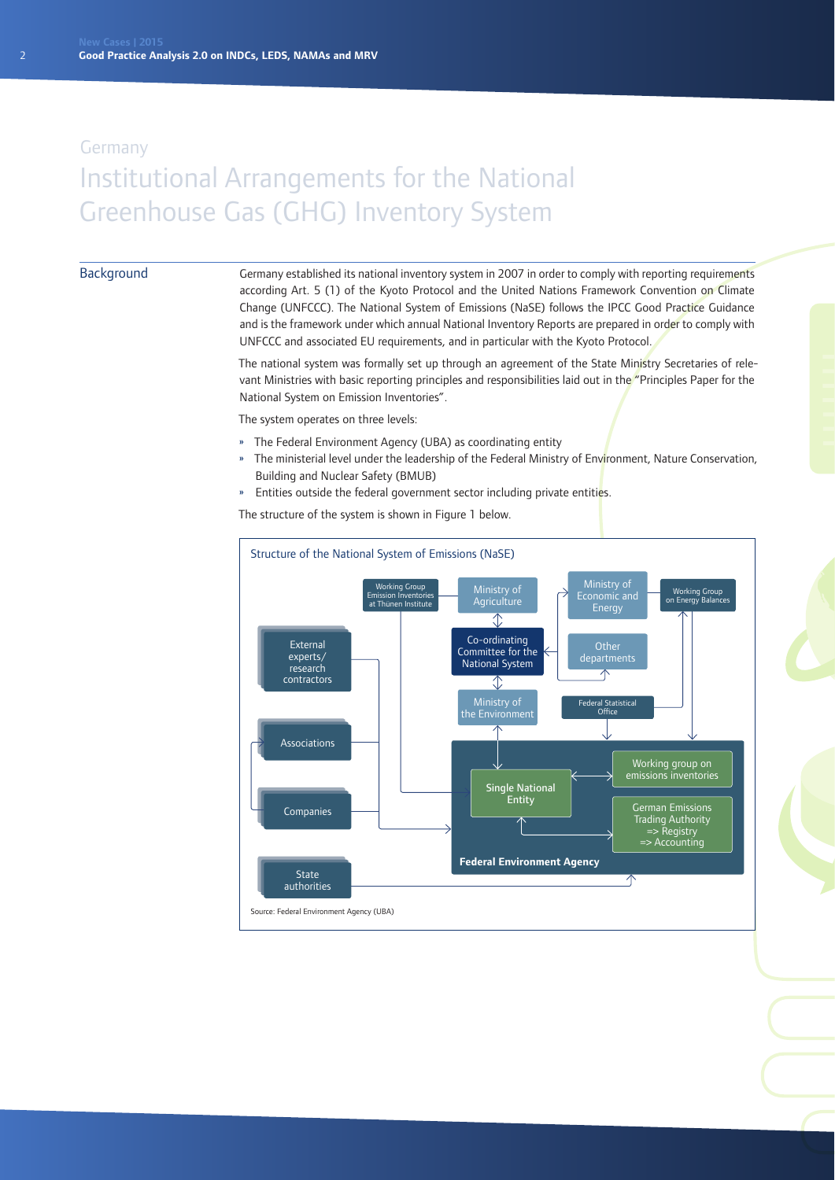Germany

# Institutional Arrangements for the National Greenhouse Gas (GHG) Inventory System

## Background

Germany established its national inventory system in 2007 in order to comply with reporting requirements according Art. 5 (1) of the Kyoto Protocol and the United Nations Framework Convention on Climate Change (UNFCCC). The National System of Emissions (NaSE) follows the IPCC Good Practice Guidance and is the framework under which annual National Inventory Reports are prepared in order to comply with UNFCCC and associated EU requirements, and in particular with the Kyoto Protocol.

The national system was formally set up through an agreement of the State Ministry Secretaries of relevant Ministries with basic reporting principles and responsibilities laid out in the "Principles Paper for the National System on Emission Inventories".

The system operates on three levels:

- The Federal Environment Agency (UBA) as coordinating entity
- The ministerial level under the leadership of the Federal Ministry of Environment, Nature Conservation, Building and Nuclear Safety (BMUB)
- Entities outside the federal government sector including private entities.

The structure of the system is shown in Figure 1 below.

Structure of the National System of Emissions (NaSE)

Working Group Emission Inventories at Thünen Institute

Ministry of Agriculture

Ministry of Economic and Energy

Working Group on Energy Balances

External experts/ research contractors

Co-ordinating Committee for the National System

Other departments

Ministry of the Environment

Federal Statistical Office

Associations

Working group on emissions inventories

Single National Entity

Companies

German Emissions Trading Authority => Registry => Accounting

Federal Environment Agency

State authorities

Source: Federal Environment Agency (UBA)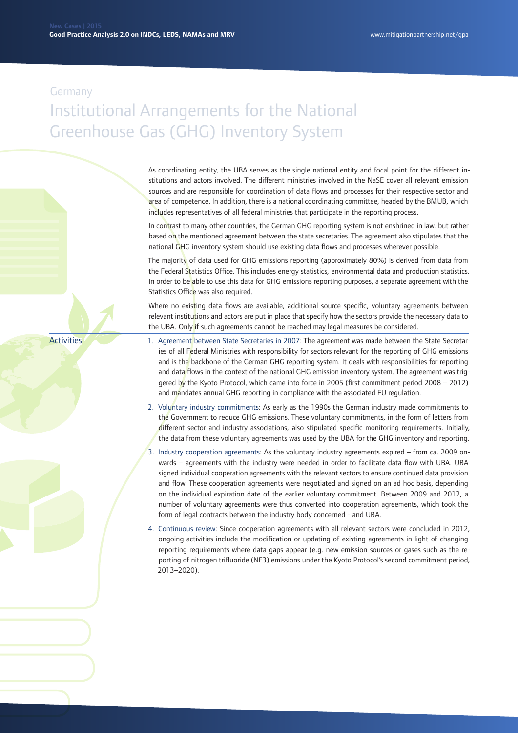Germany

# Institutional Arrangements for the National Greenhouse Gas (GHG) Inventory System

As coordinating entity, the UBA serves as the single national entity and focal point for the different institutions and actors involved. The different ministries involved in the NaSE cover all relevant emission sources and are responsible for coordination of data flows and processes for their respective sector and area of competence. In addition, there is a national coordinating committee, headed by the BMUB, which includes representatives of all federal ministries that participate in the reporting process.

In contrast to many other countries, the German GHG reporting system is not enshrined in law, but rather based on the mentioned agreement between the state secretaries. The agreement also stipulates that the national GHG inventory system should use existing data flows and processes wherever possible.

The majority of data used for GHG emissions reporting (approximately 80%) is derived from data from the Federal Statistics Office. This includes energy statistics, environmental data and production statistics. In order to be able to use this data for GHG emissions reporting purposes, a separate agreement with the Statistics Office was also required.

Where no existing data flows are available, additional source specific, voluntary agreements between relevant institutions and actors are put in place that specify how the sectors provide the necessary data to the UBA. Only if such agreements cannot be reached may legal measures be considered.

## Activities

1. Agreement between State Secretaries in 2007: The agreement was made between the State Secretaries of all Federal Ministries with responsibility for sectors relevant for the reporting of GHG emissions and is the backbone of the German GHG reporting system. It deals with responsibilities for reporting and data flows in the context of the national GHG emission inventory system. The agreement was triggered by the Kyoto Protocol, which came into force in 2005 (first commitment period 2008 – 2012) and mandates annual GHG reporting in compliance with the associated EU regulation.
2. Voluntary industry commitments: As early as the 1990s the German industry made commitments to the Government to reduce GHG emissions. These voluntary commitments, in the form of letters from different sector and industry associations, also stipulated specific monitoring requirements. Initially, the data from these voluntary agreements was used by the UBA for the GHG inventory and reporting.
3. Industry cooperation agreements: As the voluntary industry agreements expired – from ca. 2009 onwards – agreements with the industry were needed in order to facilitate data flow with UBA. UBA signed individual cooperation agreements with the relevant sectors to ensure continued data provision and flow. These cooperation agreements were negotiated and signed on an ad hoc basis, depending on the individual expiration date of the earlier voluntary commitment. Between 2009 and 2012, a number of voluntary agreements were thus converted into cooperation agreements, which took the form of legal contracts between the industry body concerned - and UBA.
4. Continuous review: Since cooperation agreements with all relevant sectors were concluded in 2012, ongoing activities include the modification or updating of existing agreements in light of changing reporting requirements where data gaps appear (e.g. new emission sources or gases such as the reporting of nitrogen trifluoride ($NF_3$) emissions under the Kyoto Protocol's second commitment period, 2013–2020).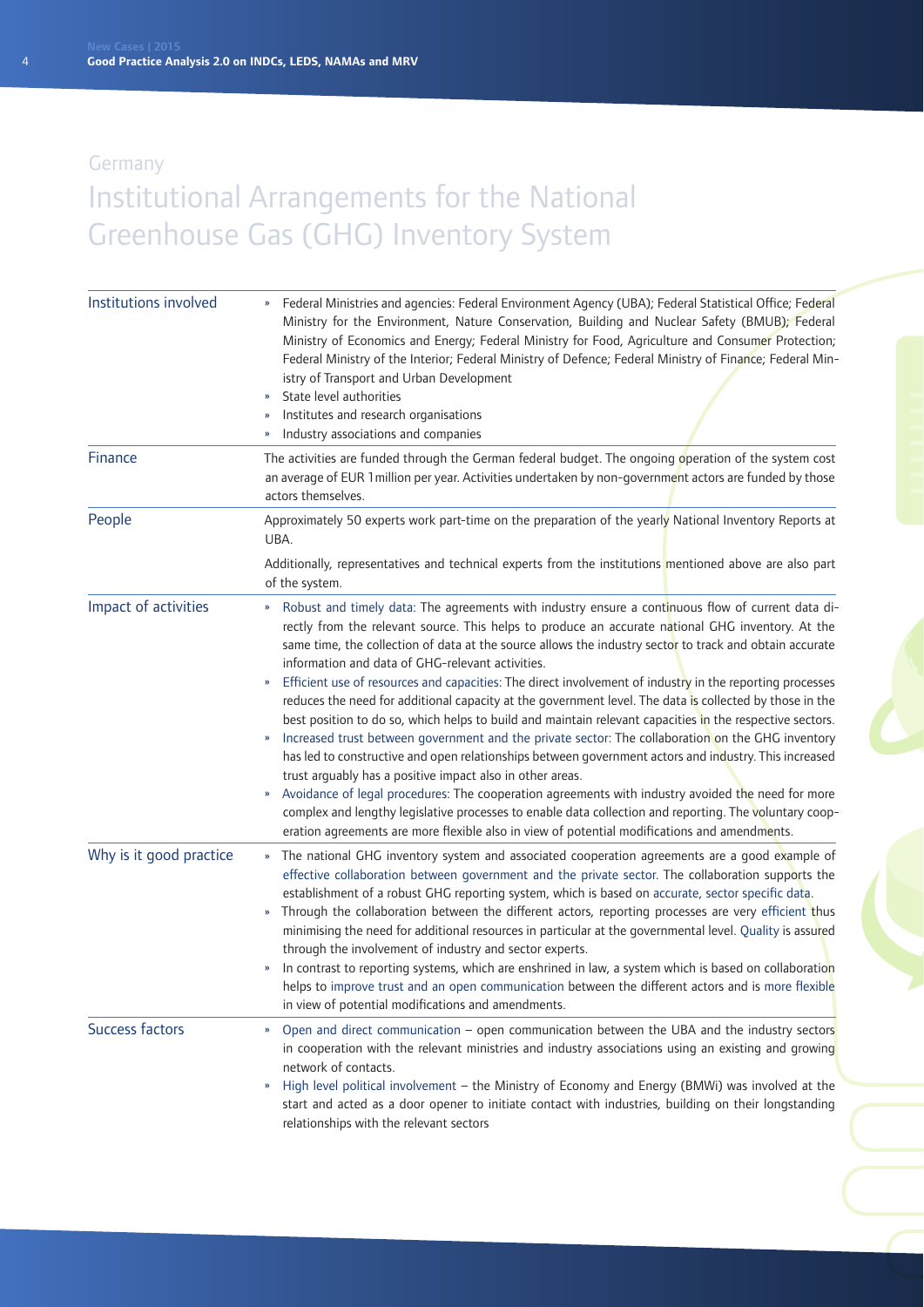Germany

# Institutional Arrangements for the National Greenhouse Gas (GHG) Inventory System

| | |
|---|---|
| Institutions involved | » Federal Ministries and agencies: Federal Environment Agency (UBA); Federal Statistical Office; Federal Ministry for the Environment, Nature Conservation, Building and Nuclear Safety (BMUB); Federal Ministry of Economics and Energy; Federal Ministry for Food, Agriculture and Consumer Protection; Federal Ministry of the Interior; Federal Ministry of Defence; Federal Ministry of Finance; Federal Ministry of Transport and Urban Development<br>» State level authorities<br>» Institutes and research organisations<br>» Industry associations and companies |
| Finance | The activities are funded through the German federal budget. The ongoing operation of the system cost an average of EUR 1 million per year. Activities undertaken by non-government actors are funded by those actors themselves. |
| People | Approximately 50 experts work part-time on the preparation of the yearly National Inventory Reports at UBA.<br><br>Additionally, representatives and technical experts from the institutions mentioned above are also part of the system. |
| Impact of activities | » Robust and timely data: The agreements with industry ensure a continuous flow of current data directly from the relevant source. This helps to produce an accurate national GHG inventory. At the same time, the collection of data at the source allows the industry sector to track and obtain accurate information and data of GHG-relevant activities.<br>» Efficient use of resources and capacities: The direct involvement of industry in the reporting processes reduces the need for additional capacity at the government level. The data is collected by those in the best position to do so, which helps to build and maintain relevant capacities in the respective sectors.<br>» Increased trust between government and the private sector: The collaboration on the GHG inventory has led to constructive and open relationships between government actors and industry. This increased trust arguably has a positive impact also in other areas.<br>» Avoidance of legal procedures: The cooperation agreements with industry avoided the need for more complex and lengthy legislative processes to enable data collection and reporting. The voluntary cooperation agreements are more flexible also in view of potential modifications and amendments. |
| Why is it good practice | » The national GHG inventory system and associated cooperation agreements are a good example of effective collaboration between government and the private sector. The collaboration supports the establishment of a robust GHG reporting system, which is based on accurate, sector specific data.<br>» Through the collaboration between the different actors, reporting processes are very efficient thus minimising the need for additional resources in particular at the governmental level. Quality is assured through the involvement of industry and sector experts.<br>» In contrast to reporting systems, which are enshrined in law, a system which is based on collaboration helps to improve trust and an open communication between the different actors and is more flexible in view of potential modifications and amendments. |
| Success factors | » Open and direct communication – open communication between the UBA and the industry sectors in cooperation with the relevant ministries and industry associations using an existing and growing network of contacts.<br>» High level political involvement – the Ministry of Economy and Energy (BMWi) was involved at the start and acted as a door opener to initiate contact with industries, building on their longstanding relationships with the relevant sectors |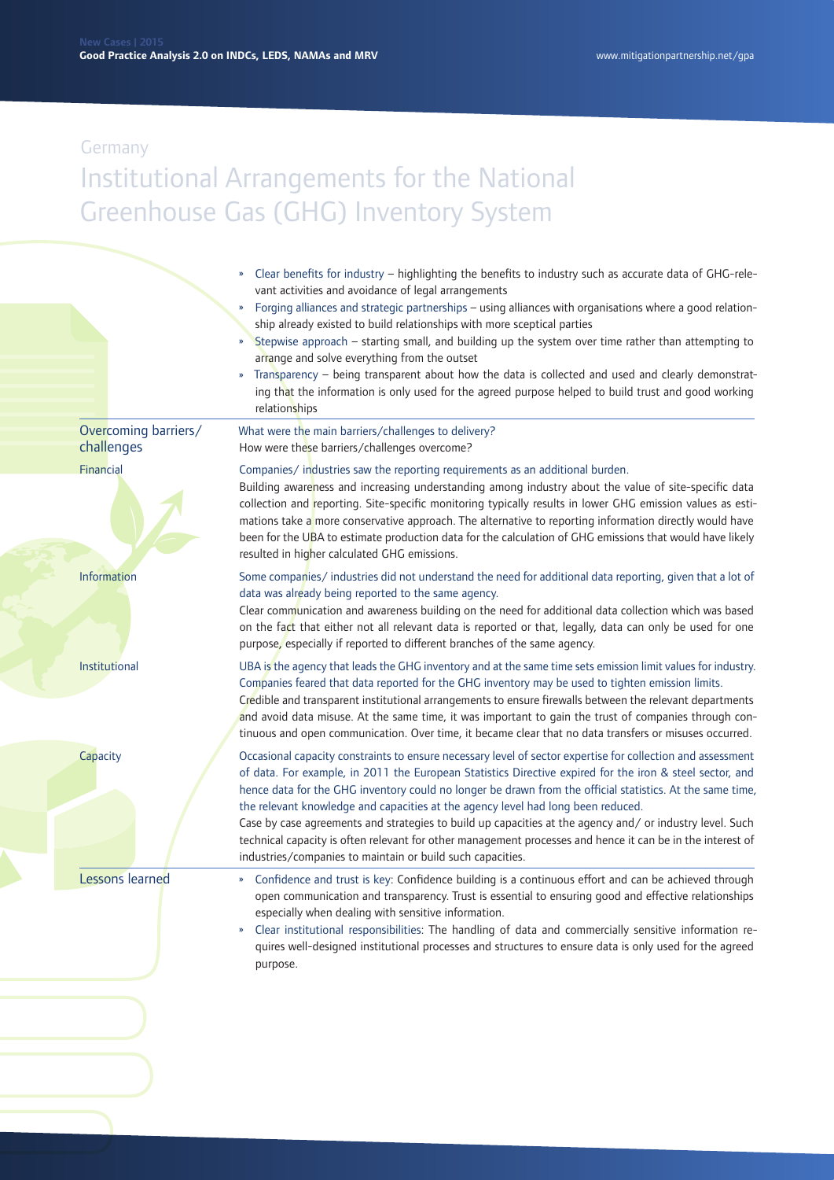Germany

# Institutional Arrangements for the National Greenhouse Gas (GHG) Inventory System

- Clear benefits for industry – highlighting the benefits to industry such as accurate data of GHG-relevant activities and avoidance of legal arrangements
- Forging alliances and strategic partnerships – using alliances with organisations where a good relationship already existed to build relationships with more sceptical parties
- Stepwise approach – starting small, and building up the system over time rather than attempting to arrange and solve everything from the outset
- Transparency – being transparent about how the data is collected and used and clearly demonstrating that the information is only used for the agreed purpose helped to build trust and good working relationships

## Overcoming barriers/ challenges

What were the main barriers/challenges to delivery?
How were these barriers/challenges overcome?

**Financial**

Companies/ industries saw the reporting requirements as an additional burden.

Building awareness and increasing understanding among industry about the value of site-specific data collection and reporting. Site-specific monitoring typically results in lower GHG emission values as estimations take a more conservative approach. The alternative to reporting information directly would have been for the UBA to estimate production data for the calculation of GHG emissions that would have likely resulted in higher calculated GHG emissions.

**Information**

Some companies/ industries did not understand the need for additional data reporting, given that a lot of data was already being reported to the same agency.

Clear communication and awareness building on the need for additional data collection which was based on the fact that either not all relevant data is reported or that, legally, data can only be used for one purpose, especially if reported to different branches of the same agency.

**Institutional**

UBA is the agency that leads the GHG inventory and at the same time sets emission limit values for industry. Companies feared that data reported for the GHG inventory may be used to tighten emission limits.

Credible and transparent institutional arrangements to ensure firewalls between the relevant departments and avoid data misuse. At the same time, it was important to gain the trust of companies through continuous and open communication. Over time, it became clear that no data transfers or misuses occurred.

**Capacity**

Occasional capacity constraints to ensure necessary level of sector expertise for collection and assessment of data. For example, in 2011 the European Statistics Directive expired for the iron & steel sector, and hence data for the GHG inventory could no longer be drawn from the official statistics. At the same time, the relevant knowledge and capacities at the agency level had long been reduced.

Case by case agreements and strategies to build up capacities at the agency and/ or industry level. Such technical capacity is often relevant for other management processes and hence it can be in the interest of industries/companies to maintain or build such capacities.

## Lessons learned

- Confidence and trust is key: Confidence building is a continuous effort and can be achieved through open communication and transparency. Trust is essential to ensuring good and effective relationships especially when dealing with sensitive information.
- Clear institutional responsibilities: The handling of data and commercially sensitive information requires well-designed institutional processes and structures to ensure data is only used for the agreed purpose.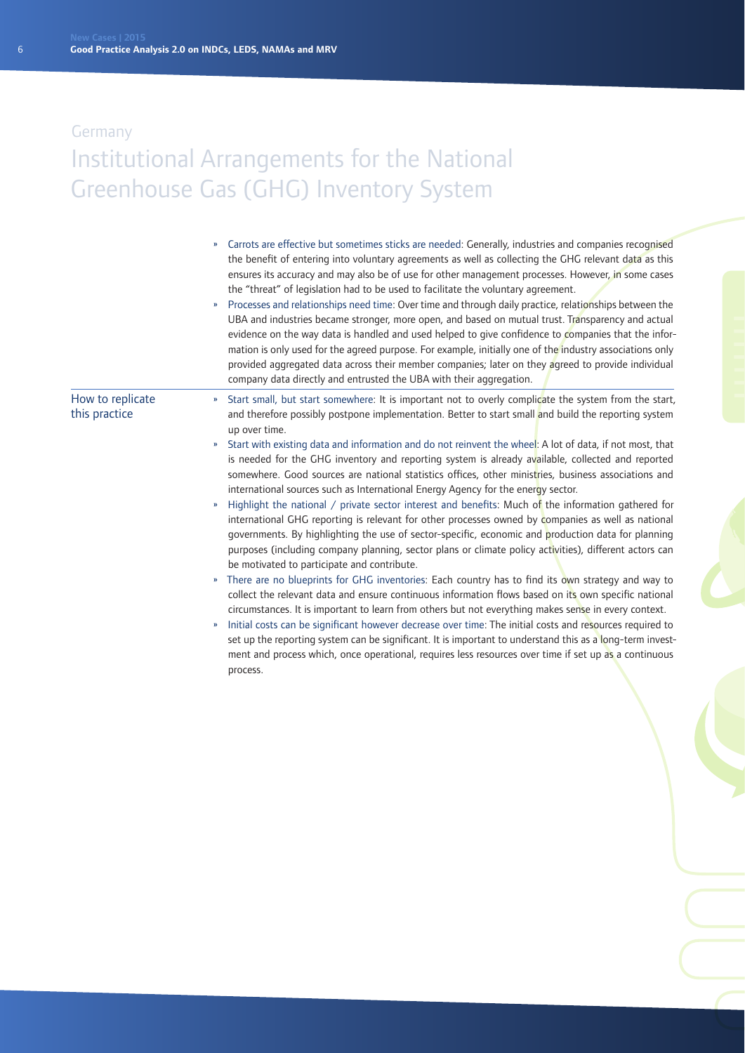Germany

# Institutional Arrangements for the National Greenhouse Gas (GHG) Inventory System

- Carrots are effective but sometimes sticks are needed: Generally, industries and companies recognised the benefit of entering into voluntary agreements as well as collecting the GHG relevant data as this ensures its accuracy and may also be of use for other management processes. However, in some cases the "threat" of legislation had to be used to facilitate the voluntary agreement.
- Processes and relationships need time: Over time and through daily practice, relationships between the UBA and industries became stronger, more open, and based on mutual trust. Transparency and actual evidence on the way data is handled and used helped to give confidence to companies that the information is only used for the agreed purpose. For example, initially one of the industry associations only provided aggregated data across their member companies; later on they agreed to provide individual company data directly and entrusted the UBA with their aggregation.

## How to replicate this practice

- Start small, but start somewhere: It is important not to overly complicate the system from the start, and therefore possibly postpone implementation. Better to start small and build the reporting system up over time.
- Start with existing data and information and do not reinvent the wheel: A lot of data, if not most, that is needed for the GHG inventory and reporting system is already available, collected and reported somewhere. Good sources are national statistics offices, other ministries, business associations and international sources such as International Energy Agency for the energy sector.
- Highlight the national / private sector interest and benefits: Much of the information gathered for international GHG reporting is relevant for other processes owned by companies as well as national governments. By highlighting the use of sector-specific, economic and production data for planning purposes (including company planning, sector plans or climate policy activities), different actors can be motivated to participate and contribute.
- There are no blueprints for GHG inventories: Each country has to find its own strategy and way to collect the relevant data and ensure continuous information flows based on its own specific national circumstances. It is important to learn from others but not everything makes sense in every context.
- Initial costs can be significant however decrease over time: The initial costs and resources required to set up the reporting system can be significant. It is important to understand this as a long-term investment and process which, once operational, requires less resources over time if set up as a continuous process.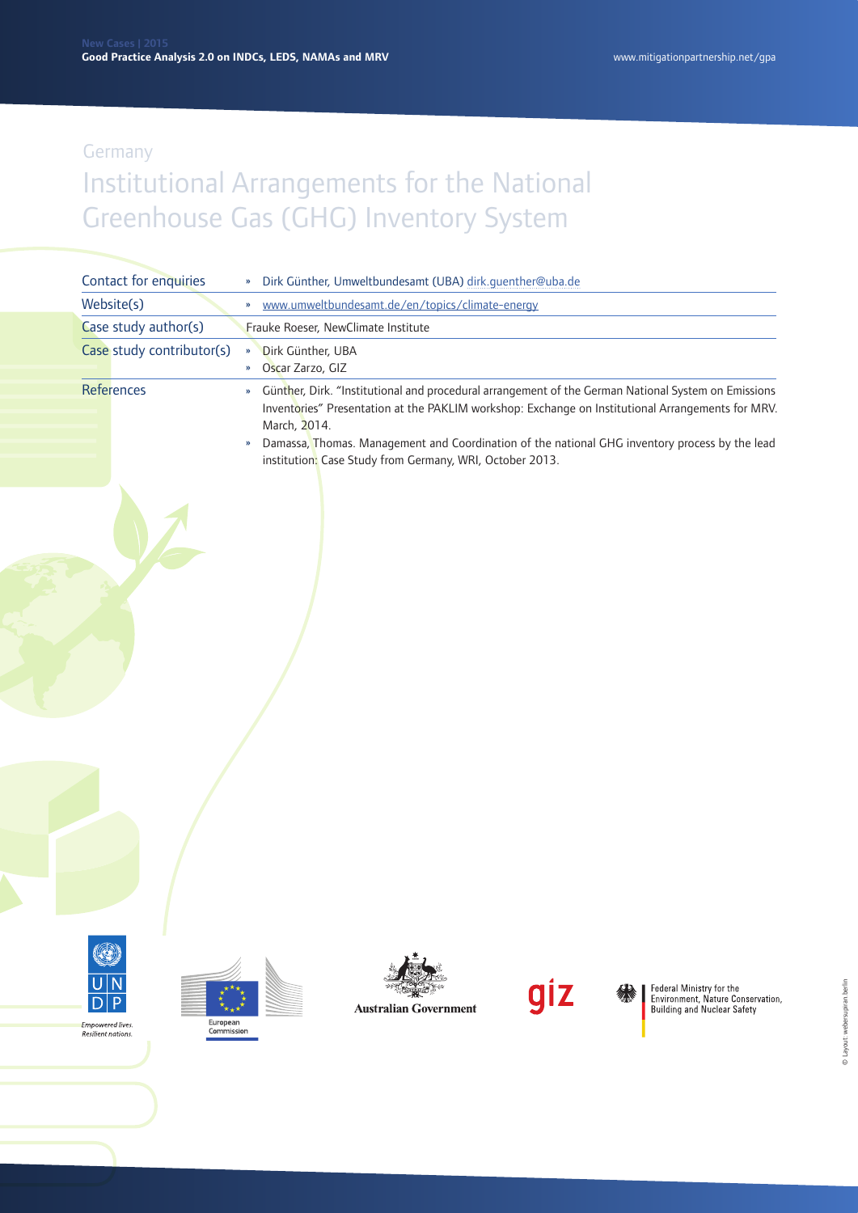Germany

# Institutional Arrangements for the National Greenhouse Gas (GHG) Inventory System

| | |
|---|---|
| Contact for enquiries | » Dirk Günther, Umweltbundesamt (UBA) dirk.guenther@uba.de |
| Website(s) | » www.umweltbundesamt.de/en/topics/climate-energy |
| Case study author(s) | Frauke Roeser, NewClimate Institute |
| Case study contributor(s) | » Dirk Günther, UBA<br>» Oscar Zarzo, GIZ |
| References | » Günther, Dirk. "Institutional and procedural arrangement of the German National System on Emissions Inventories" Presentation at the PAKLIM workshop: Exchange on Institutional Arrangements for MRV. March, 2014.<br>» Damassa, Thomas. Management and Coordination of the national GHG inventory process by the lead institution: Case Study from Germany, WRI, October 2013. |

Empowered lives. Resilient nations.

European Commission

Australian Government

giz

Federal Ministry for the Environment, Nature Conservation, Building and Nuclear Safety